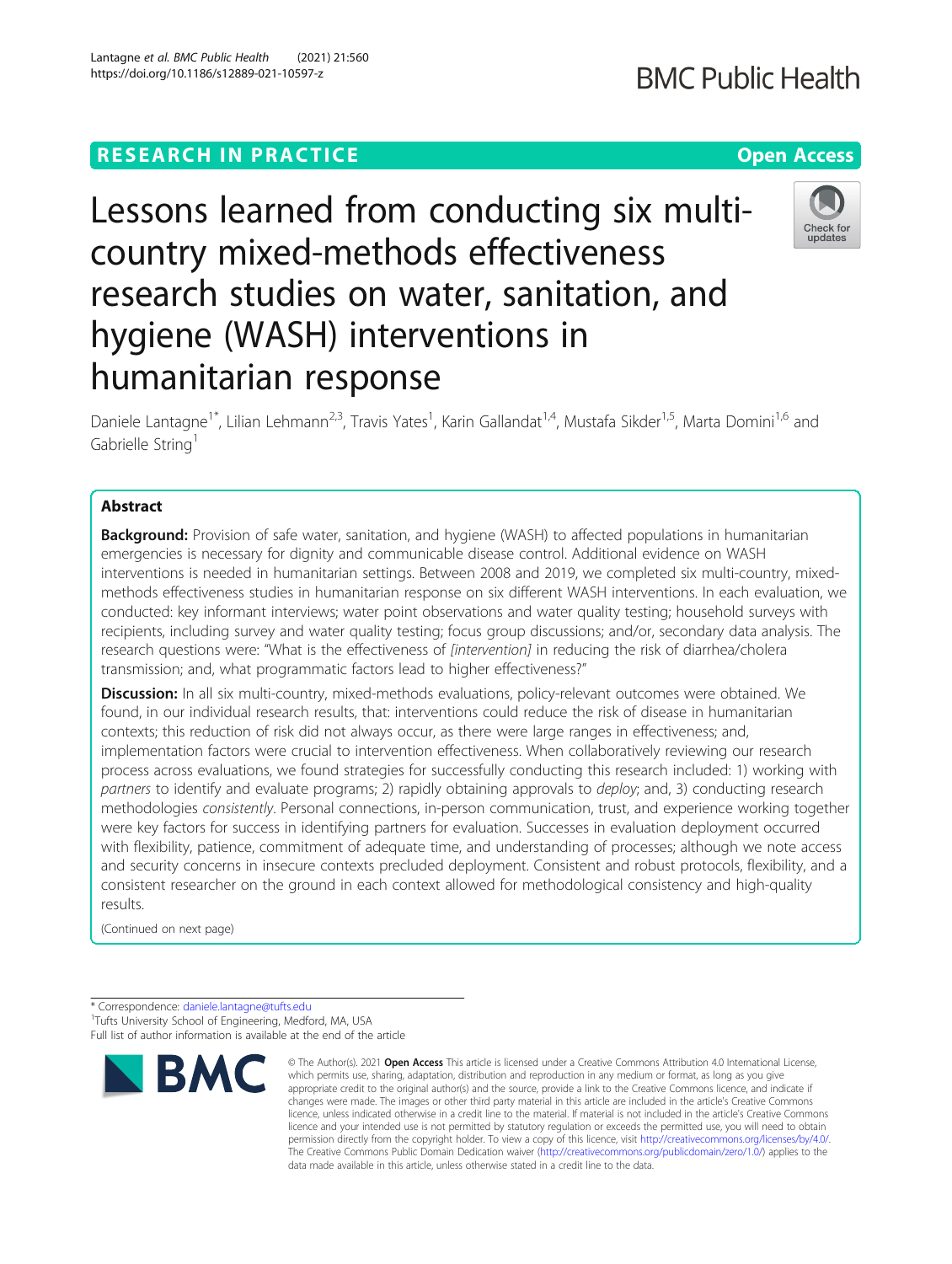RESEARCH IN PRACTICE

Open Access

# Lessons learned from conducting six multi-country mixed-methods effectiveness research studies on water, sanitation, and hygiene (WASH) interventions in humanitarian response

Daniele Lantagne[1*], Lilian Lehmann[2,3], Travis Yates[1], Karin Gallandat[1,4], Mustafa Sikder[1,5], Marta Domini[1,6] and Gabrielle String[1]

## Abstract

**Background:** Provision of safe water, sanitation, and hygiene (WASH) to affected populations in humanitarian emergencies is necessary for dignity and communicable disease control. Additional evidence on WASH interventions is needed in humanitarian settings. Between 2008 and 2019, we completed six multi-country, mixed-methods effectiveness studies in humanitarian response on six different WASH interventions. In each evaluation, we conducted: key informant interviews; water point observations and water quality testing; household surveys with recipients, including survey and water quality testing; focus group discussions; and/or, secondary data analysis. The research questions were: "What is the effectiveness of *[intervention]* in reducing the risk of diarrhea/cholera transmission; and, what programmatic factors lead to higher effectiveness?"

**Discussion:** In all six multi-country, mixed-methods evaluations, policy-relevant outcomes were obtained. We found, in our individual research results, that: interventions could reduce the risk of disease in humanitarian contexts; this reduction of risk did not always occur, as there were large ranges in effectiveness; and, implementation factors were crucial to intervention effectiveness. When collaboratively reviewing our research process across evaluations, we found strategies for successfully conducting this research included: 1) working with *partners* to identify and evaluate programs; 2) rapidly obtaining approvals to *deploy*; and, 3) conducting research methodologies *consistently*. Personal connections, in-person communication, trust, and experience working together were key factors for success in identifying partners for evaluation. Successes in evaluation deployment occurred with flexibility, patience, commitment of adequate time, and understanding of processes; although we note access and security concerns in insecure contexts precluded deployment. Consistent and robust protocols, flexibility, and a consistent researcher on the ground in each context allowed for methodological consistency and high-quality results.

(Continued on next page)

\* Correspondence: daniele.lantagne@tufts.edu
[1]Tufts University School of Engineering, Medford, MA, USA
Full list of author information is available at the end of the article

© The Author(s). 2021 **Open Access** This article is licensed under a Creative Commons Attribution 4.0 International License, which permits use, sharing, adaptation, distribution and reproduction in any medium or format, as long as you give appropriate credit to the original author(s) and the source, provide a link to the Creative Commons licence, and indicate if changes were made. The images or other third party material in this article are included in the article's Creative Commons licence, unless indicated otherwise in a credit line to the material. If material is not included in the article's Creative Commons licence and your intended use is not permitted by statutory regulation or exceeds the permitted use, you will need to obtain permission directly from the copyright holder. To view a copy of this licence, visit http://creativecommons.org/licenses/by/4.0/. The Creative Commons Public Domain Dedication waiver (http://creativecommons.org/publicdomain/zero/1.0/) applies to the data made available in this article, unless otherwise stated in a credit line to the data.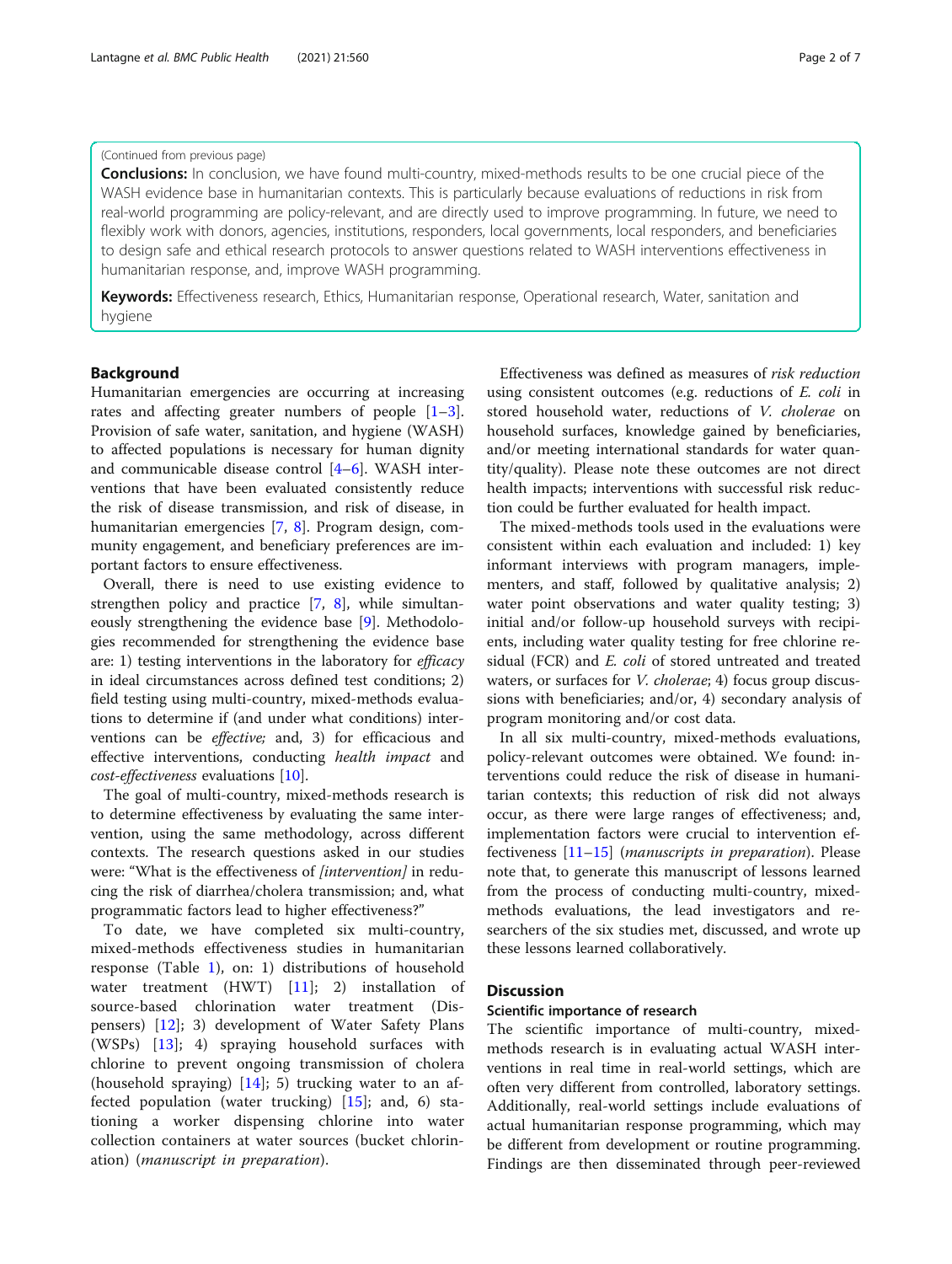(Continued from previous page)

**Conclusions:** In conclusion, we have found multi-country, mixed-methods results to be one crucial piece of the WASH evidence base in humanitarian contexts. This is particularly because evaluations of reductions in risk from real-world programming are policy-relevant, and are directly used to improve programming. In future, we need to flexibly work with donors, agencies, institutions, responders, local governments, local responders, and beneficiaries to design safe and ethical research protocols to answer questions related to WASH interventions effectiveness in humanitarian response, and, improve WASH programming.

**Keywords:** Effectiveness research, Ethics, Humanitarian response, Operational research, Water, sanitation and hygiene

## Background

Humanitarian emergencies are occurring at increasing rates and affecting greater numbers of people [1–3]. Provision of safe water, sanitation, and hygiene (WASH) to affected populations is necessary for human dignity and communicable disease control [4–6]. WASH interventions that have been evaluated consistently reduce the risk of disease transmission, and risk of disease, in humanitarian emergencies [7, 8]. Program design, community engagement, and beneficiary preferences are important factors to ensure effectiveness.

Overall, there is need to use existing evidence to strengthen policy and practice [7, 8], while simultaneously strengthening the evidence base [9]. Methodologies recommended for strengthening the evidence base are: 1) testing interventions in the laboratory for *efficacy* in ideal circumstances across defined test conditions; 2) field testing using multi-country, mixed-methods evaluations to determine if (and under what conditions) interventions can be *effective;* and, 3) for efficacious and effective interventions, conducting *health impact* and *cost-effectiveness* evaluations [10].

The goal of multi-country, mixed-methods research is to determine effectiveness by evaluating the same intervention, using the same methodology, across different contexts. The research questions asked in our studies were: "What is the effectiveness of *[intervention]* in reducing the risk of diarrhea/cholera transmission; and, what programmatic factors lead to higher effectiveness?"

To date, we have completed six multi-country, mixed-methods effectiveness studies in humanitarian response (Table 1), on: 1) distributions of household water treatment (HWT) [11]; 2) installation of source-based chlorination water treatment (Dispensers) [12]; 3) development of Water Safety Plans (WSPs) [13]; 4) spraying household surfaces with chlorine to prevent ongoing transmission of cholera (household spraying) [14]; 5) trucking water to an affected population (water trucking) [15]; and, 6) stationing a worker dispensing chlorine into water collection containers at water sources (bucket chlorination) (*manuscript in preparation*).

Effectiveness was defined as measures of *risk reduction* using consistent outcomes (e.g. reductions of *E. coli* in stored household water, reductions of *V. cholerae* on household surfaces, knowledge gained by beneficiaries, and/or meeting international standards for water quantity/quality). Please note these outcomes are not direct health impacts; interventions with successful risk reduction could be further evaluated for health impact.

The mixed-methods tools used in the evaluations were consistent within each evaluation and included: 1) key informant interviews with program managers, implementers, and staff, followed by qualitative analysis; 2) water point observations and water quality testing; 3) initial and/or follow-up household surveys with recipients, including water quality testing for free chlorine residual (FCR) and *E. coli* of stored untreated and treated waters, or surfaces for *V. cholerae*; 4) focus group discussions with beneficiaries; and/or, 4) secondary analysis of program monitoring and/or cost data.

In all six multi-country, mixed-methods evaluations, policy-relevant outcomes were obtained. We found: interventions could reduce the risk of disease in humanitarian contexts; this reduction of risk did not always occur, as there were large ranges of effectiveness; and, implementation factors were crucial to intervention effectiveness [11–15] (*manuscripts in preparation*). Please note that, to generate this manuscript of lessons learned from the process of conducting multi-country, mixed-methods evaluations, the lead investigators and researchers of the six studies met, discussed, and wrote up these lessons learned collaboratively.

## Discussion

### Scientific importance of research

The scientific importance of multi-country, mixed-methods research is in evaluating actual WASH interventions in real time in real-world settings, which are often very different from controlled, laboratory settings. Additionally, real-world settings include evaluations of actual humanitarian response programming, which may be different from development or routine programming. Findings are then disseminated through peer-reviewed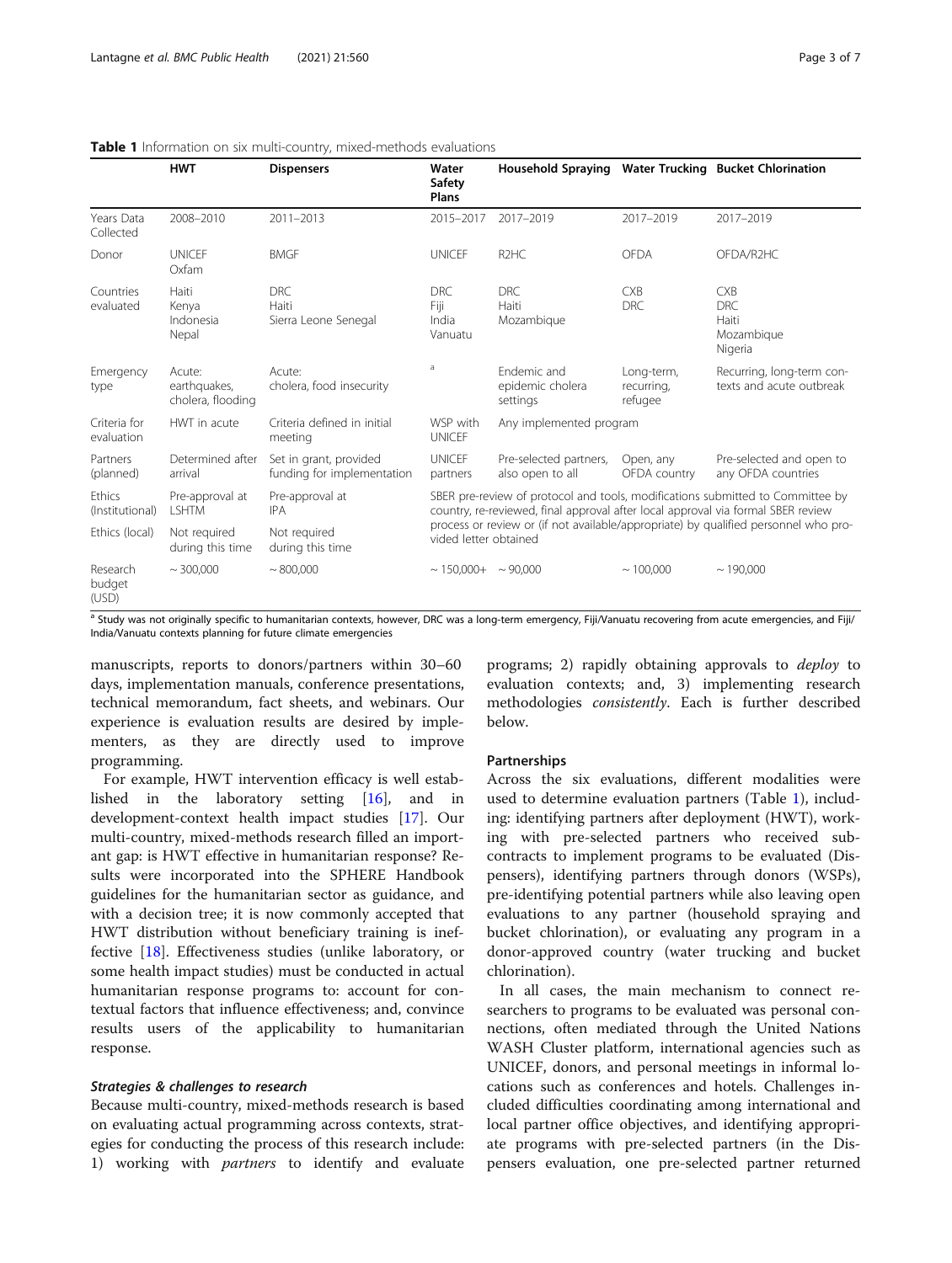**Table 1** Information on six multi-country, mixed-methods evaluations

| | HWT | Dispensers | Water Safety Plans | Household Spraying | Water Trucking | Bucket Chlorination |
|---|---|---|---|---|---|---|
| Years Data Collected | 2008–2010 | 2011–2013 | 2015–2017 | 2017–2019 | 2017–2019 | 2017–2019 |
| Donor | UNICEF Oxfam | BMGF | UNICEF | R2HC | OFDA | OFDA/R2HC |
| Countries evaluated | Haiti Kenya Indonesia Nepal | DRC Haiti Sierra Leone Senegal | DRC Fiji India Vanuatu | DRC Haiti Mozambique | CXB DRC | CXB DRC Haiti Mozambique Nigeria |
| Emergency type | Acute: earthquakes, cholera, flooding | Acute: cholera, food insecurity | [a] | Endemic and epidemic cholera settings | Long-term, recurring, refugee | Recurring, long-term contexts and acute outbreak |
| Criteria for evaluation | HWT in acute | Criteria defined in initial meeting | WSP with UNICEF | Any implemented program | | |
| Partners (planned) | Determined after arrival | Set in grant, provided funding for implementation | UNICEF partners | Pre-selected partners, also open to all | Open, any OFDA country | Pre-selected and open to any OFDA countries |
| Ethics (Institutional) | Pre-approval at LSHTM | Pre-approval at IPA | SBER pre-review of protocol and tools, modifications submitted to Committee by country, re-reviewed, final approval after local approval via formal SBER review | | | |
| Ethics (local) | Not required during this time | Not required during this time | process or review or (if not available/appropriate) by qualified personnel who provided letter obtained | | | |
| Research budget (USD) | ~ 300,000 | ~ 800,000 | ~ 150,000+ | ~ 90,000 | ~ 100,000 | ~ 190,000 |

[a] Study was not originally specific to humanitarian contexts, however, DRC was a long-term emergency, Fiji/Vanuatu recovering from acute emergencies, and Fiji/India/Vanuatu contexts planning for future climate emergencies

manuscripts, reports to donors/partners within 30–60 days, implementation manuals, conference presentations, technical memorandum, fact sheets, and webinars. Our experience is evaluation results are desired by implementers, as they are directly used to improve programming.

For example, HWT intervention efficacy is well established in the laboratory setting [16], and in development-context health impact studies [17]. Our multi-country, mixed-methods research filled an important gap: is HWT effective in humanitarian response? Results were incorporated into the SPHERE Handbook guidelines for the humanitarian sector as guidance, and with a decision tree; it is now commonly accepted that HWT distribution without beneficiary training is ineffective [18]. Effectiveness studies (unlike laboratory, or some health impact studies) must be conducted in actual humanitarian response programs to: account for contextual factors that influence effectiveness; and, convince results users of the applicability to humanitarian response.

### *Strategies & challenges to research*

Because multi-country, mixed-methods research is based on evaluating actual programming across contexts, strategies for conducting the process of this research include: 1) working with *partners* to identify and evaluate programs; 2) rapidly obtaining approvals to *deploy* to evaluation contexts; and, 3) implementing research methodologies *consistently*. Each is further described below.

#### Partnerships

Across the six evaluations, different modalities were used to determine evaluation partners (Table 1), including: identifying partners after deployment (HWT), working with pre-selected partners who received subcontracts to implement programs to be evaluated (Dispensers), identifying partners through donors (WSPs), pre-identifying potential partners while also leaving open evaluations to any partner (household spraying and bucket chlorination), or evaluating any program in a donor-approved country (water trucking and bucket chlorination).

In all cases, the main mechanism to connect researchers to programs to be evaluated was personal connections, often mediated through the United Nations WASH Cluster platform, international agencies such as UNICEF, donors, and personal meetings in informal locations such as conferences and hotels. Challenges included difficulties coordinating among international and local partner office objectives, and identifying appropriate programs with pre-selected partners (in the Dispensers evaluation, one pre-selected partner returned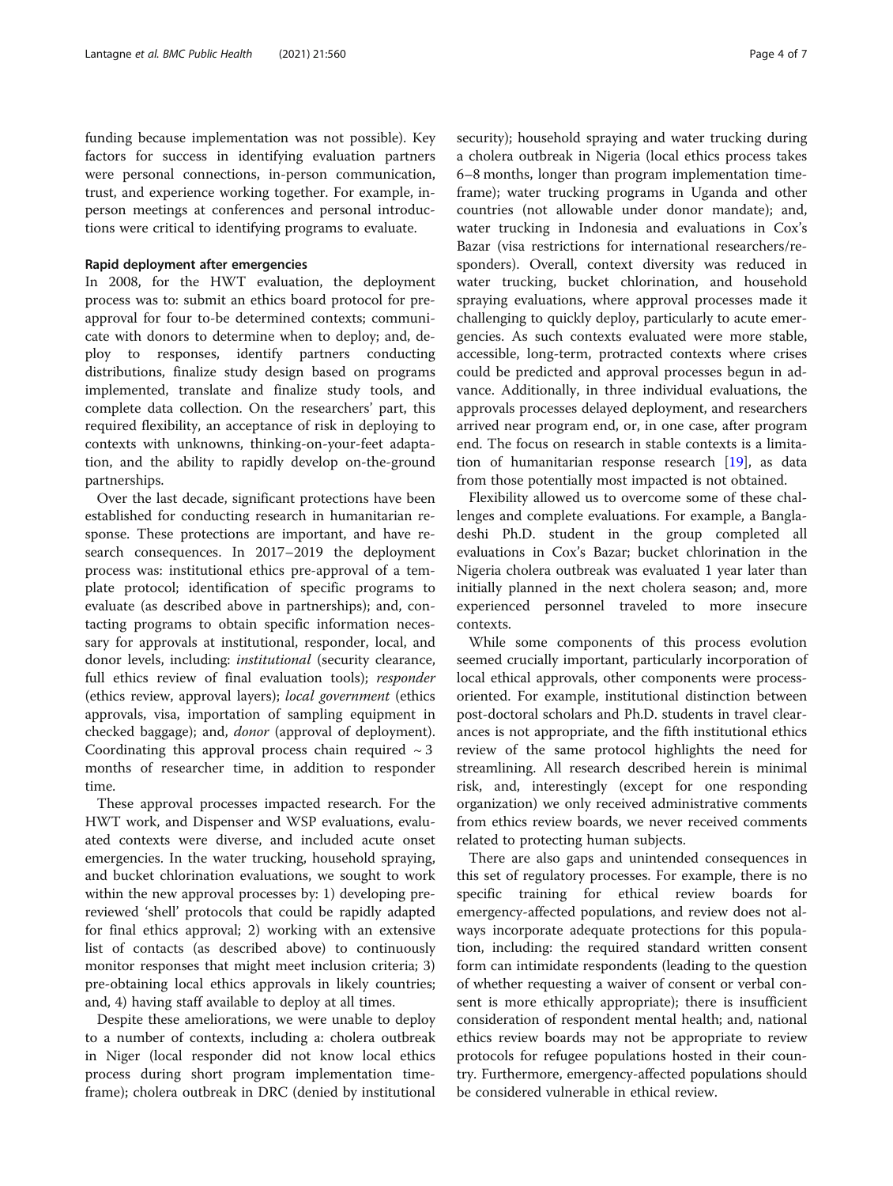funding because implementation was not possible). Key factors for success in identifying evaluation partners were personal connections, in-person communication, trust, and experience working together. For example, in-person meetings at conferences and personal introductions were critical to identifying programs to evaluate.

## Rapid deployment after emergencies

In 2008, for the HWT evaluation, the deployment process was to: submit an ethics board protocol for pre-approval for four to-be determined contexts; communicate with donors to determine when to deploy; and, deploy to responses, identify partners conducting distributions, finalize study design based on programs implemented, translate and finalize study tools, and complete data collection. On the researchers' part, this required flexibility, an acceptance of risk in deploying to contexts with unknowns, thinking-on-your-feet adaptation, and the ability to rapidly develop on-the-ground partnerships.

Over the last decade, significant protections have been established for conducting research in humanitarian response. These protections are important, and have research consequences. In 2017–2019 the deployment process was: institutional ethics pre-approval of a template protocol; identification of specific programs to evaluate (as described above in partnerships); and, contacting programs to obtain specific information necessary for approvals at institutional, responder, local, and donor levels, including: *institutional* (security clearance, full ethics review of final evaluation tools); *responder* (ethics review, approval layers); *local government* (ethics approvals, visa, importation of sampling equipment in checked baggage); and, *donor* (approval of deployment). Coordinating this approval process chain required ~ 3 months of researcher time, in addition to responder time.

These approval processes impacted research. For the HWT work, and Dispenser and WSP evaluations, evaluated contexts were diverse, and included acute onset emergencies. In the water trucking, household spraying, and bucket chlorination evaluations, we sought to work within the new approval processes by: 1) developing pre-reviewed 'shell' protocols that could be rapidly adapted for final ethics approval; 2) working with an extensive list of contacts (as described above) to continuously monitor responses that might meet inclusion criteria; 3) pre-obtaining local ethics approvals in likely countries; and, 4) having staff available to deploy at all times.

Despite these ameliorations, we were unable to deploy to a number of contexts, including a: cholera outbreak in Niger (local responder did not know local ethics process during short program implementation timeframe); cholera outbreak in DRC (denied by institutional security); household spraying and water trucking during a cholera outbreak in Nigeria (local ethics process takes 6–8 months, longer than program implementation timeframe); water trucking programs in Uganda and other countries (not allowable under donor mandate); and, water trucking in Indonesia and evaluations in Cox's Bazar (visa restrictions for international researchers/responders). Overall, context diversity was reduced in water trucking, bucket chlorination, and household spraying evaluations, where approval processes made it challenging to quickly deploy, particularly to acute emergencies. As such contexts evaluated were more stable, accessible, long-term, protracted contexts where crises could be predicted and approval processes begun in advance. Additionally, in three individual evaluations, the approvals processes delayed deployment, and researchers arrived near program end, or, in one case, after program end. The focus on research in stable contexts is a limitation of humanitarian response research [19], as data from those potentially most impacted is not obtained.

Flexibility allowed us to overcome some of these challenges and complete evaluations. For example, a Bangladeshi Ph.D. student in the group completed all evaluations in Cox's Bazar; bucket chlorination in the Nigeria cholera outbreak was evaluated 1 year later than initially planned in the next cholera season; and, more experienced personnel traveled to more insecure contexts.

While some components of this process evolution seemed crucially important, particularly incorporation of local ethical approvals, other components were process-oriented. For example, institutional distinction between post-doctoral scholars and Ph.D. students in travel clearances is not appropriate, and the fifth institutional ethics review of the same protocol highlights the need for streamlining. All research described herein is minimal risk, and, interestingly (except for one responding organization) we only received administrative comments from ethics review boards, we never received comments related to protecting human subjects.

There are also gaps and unintended consequences in this set of regulatory processes. For example, there is no specific training for ethical review boards for emergency-affected populations, and review does not always incorporate adequate protections for this population, including: the required standard written consent form can intimidate respondents (leading to the question of whether requesting a waiver of consent or verbal consent is more ethically appropriate); there is insufficient consideration of respondent mental health; and, national ethics review boards may not be appropriate to review protocols for refugee populations hosted in their country. Furthermore, emergency-affected populations should be considered vulnerable in ethical review.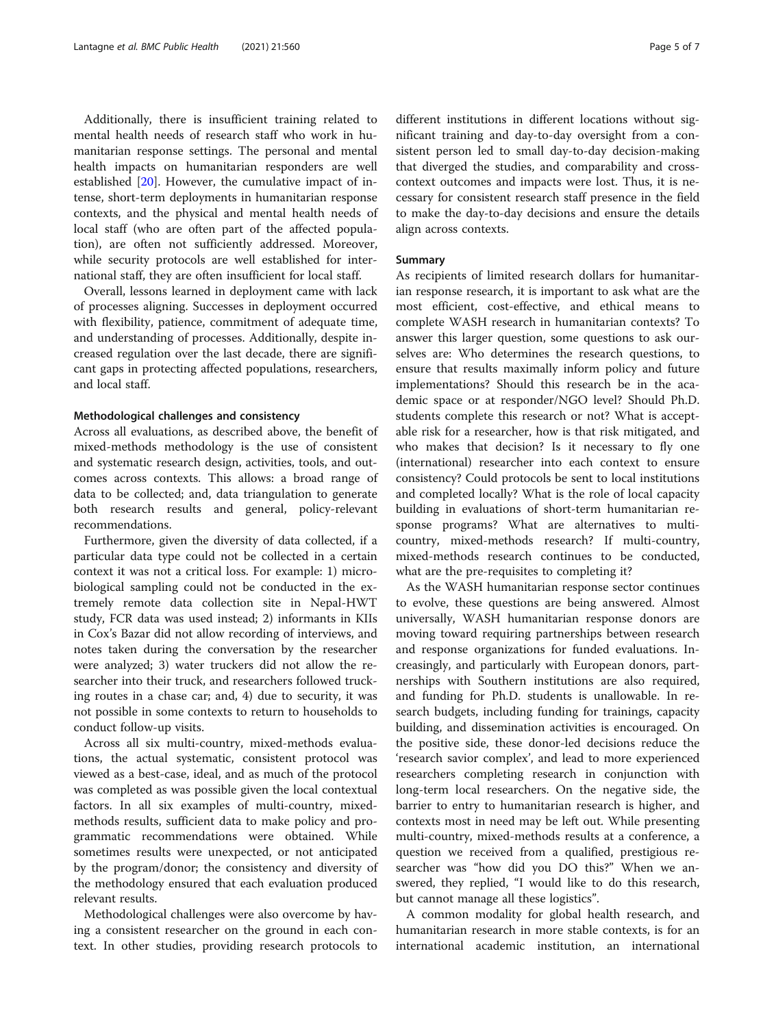Additionally, there is insufficient training related to mental health needs of research staff who work in humanitarian response settings. The personal and mental health impacts on humanitarian responders are well established [20]. However, the cumulative impact of intense, short-term deployments in humanitarian response contexts, and the physical and mental health needs of local staff (who are often part of the affected population), are often not sufficiently addressed. Moreover, while security protocols are well established for international staff, they are often insufficient for local staff.

Overall, lessons learned in deployment came with lack of processes aligning. Successes in deployment occurred with flexibility, patience, commitment of adequate time, and understanding of processes. Additionally, despite increased regulation over the last decade, there are significant gaps in protecting affected populations, researchers, and local staff.

### Methodological challenges and consistency

Across all evaluations, as described above, the benefit of mixed-methods methodology is the use of consistent and systematic research design, activities, tools, and outcomes across contexts. This allows: a broad range of data to be collected; and, data triangulation to generate both research results and general, policy-relevant recommendations.

Furthermore, given the diversity of data collected, if a particular data type could not be collected in a certain context it was not a critical loss. For example: 1) microbiological sampling could not be conducted in the extremely remote data collection site in Nepal-HWT study, FCR data was used instead; 2) informants in KIIs in Cox's Bazar did not allow recording of interviews, and notes taken during the conversation by the researcher were analyzed; 3) water truckers did not allow the researcher into their truck, and researchers followed trucking routes in a chase car; and, 4) due to security, it was not possible in some contexts to return to households to conduct follow-up visits.

Across all six multi-country, mixed-methods evaluations, the actual systematic, consistent protocol was viewed as a best-case, ideal, and as much of the protocol was completed as was possible given the local contextual factors. In all six examples of multi-country, mixed-methods results, sufficient data to make policy and programmatic recommendations were obtained. While sometimes results were unexpected, or not anticipated by the program/donor; the consistency and diversity of the methodology ensured that each evaluation produced relevant results.

Methodological challenges were also overcome by having a consistent researcher on the ground in each context. In other studies, providing research protocols to different institutions in different locations without significant training and day-to-day oversight from a consistent person led to small day-to-day decision-making that diverged the studies, and comparability and cross-context outcomes and impacts were lost. Thus, it is necessary for consistent research staff presence in the field to make the day-to-day decisions and ensure the details align across contexts.

### Summary

As recipients of limited research dollars for humanitarian response research, it is important to ask what are the most efficient, cost-effective, and ethical means to complete WASH research in humanitarian contexts? To answer this larger question, some questions to ask ourselves are: Who determines the research questions, to ensure that results maximally inform policy and future implementations? Should this research be in the academic space or at responder/NGO level? Should Ph.D. students complete this research or not? What is acceptable risk for a researcher, how is that risk mitigated, and who makes that decision? Is it necessary to fly one (international) researcher into each context to ensure consistency? Could protocols be sent to local institutions and completed locally? What is the role of local capacity building in evaluations of short-term humanitarian response programs? What are alternatives to multi-country, mixed-methods research? If multi-country, mixed-methods research continues to be conducted, what are the pre-requisites to completing it?

As the WASH humanitarian response sector continues to evolve, these questions are being answered. Almost universally, WASH humanitarian response donors are moving toward requiring partnerships between research and response organizations for funded evaluations. Increasingly, and particularly with European donors, partnerships with Southern institutions are also required, and funding for Ph.D. students is unallowable. In research budgets, including funding for trainings, capacity building, and dissemination activities is encouraged. On the positive side, these donor-led decisions reduce the 'research savior complex', and lead to more experienced researchers completing research in conjunction with long-term local researchers. On the negative side, the barrier to entry to humanitarian research is higher, and contexts most in need may be left out. While presenting multi-country, mixed-methods results at a conference, a question we received from a qualified, prestigious researcher was "how did you DO this?" When we answered, they replied, "I would like to do this research, but cannot manage all these logistics".

A common modality for global health research, and humanitarian research in more stable contexts, is for an international academic institution, an international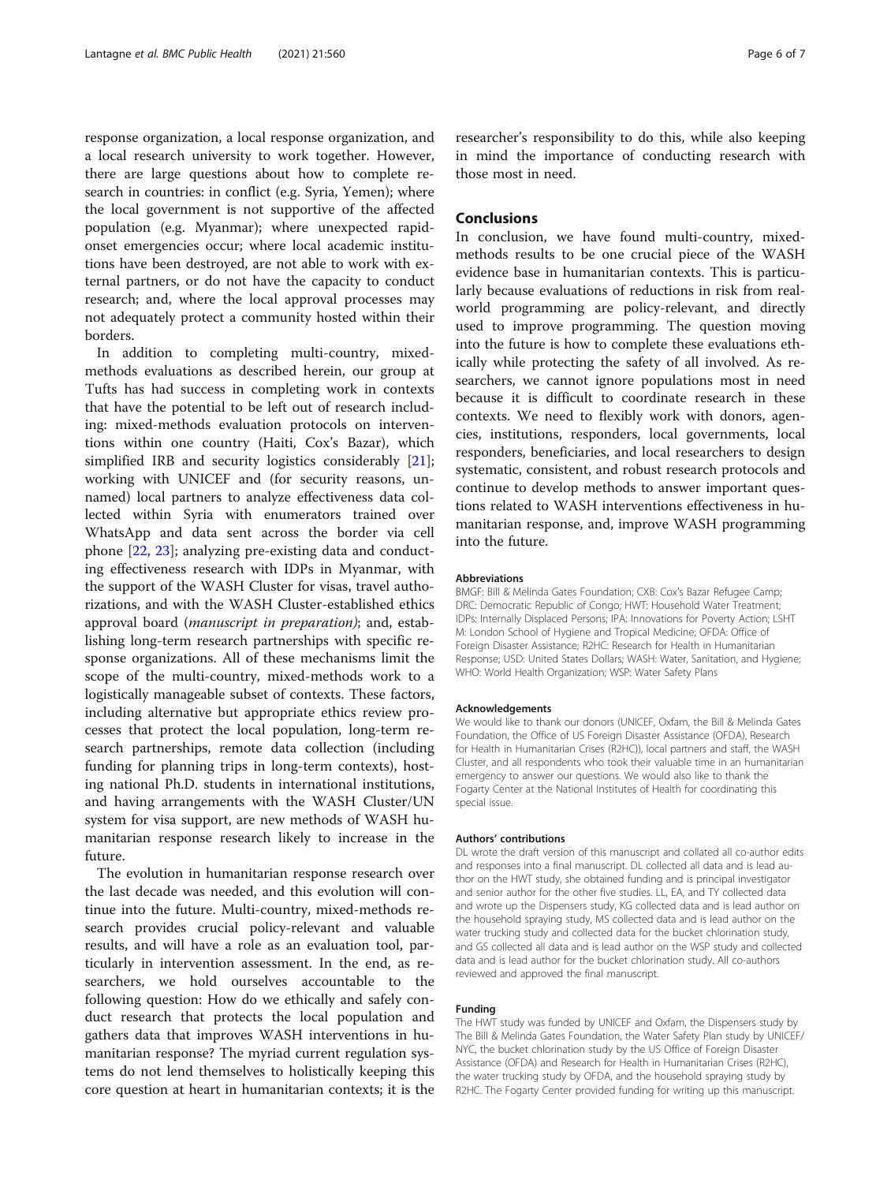response organization, a local response organization, and a local research university to work together. However, there are large questions about how to complete research in countries: in conflict (e.g. Syria, Yemen); where the local government is not supportive of the affected population (e.g. Myanmar); where unexpected rapid-onset emergencies occur; where local academic institutions have been destroyed, are not able to work with external partners, or do not have the capacity to conduct research; and, where the local approval processes may not adequately protect a community hosted within their borders.

In addition to completing multi-country, mixed-methods evaluations as described herein, our group at Tufts has had success in completing work in contexts that have the potential to be left out of research including: mixed-methods evaluation protocols on interventions within one country (Haiti, Cox's Bazar), which simplified IRB and security logistics considerably [21]; working with UNICEF and (for security reasons, unnamed) local partners to analyze effectiveness data collected within Syria with enumerators trained over WhatsApp and data sent across the border via cell phone [22, 23]; analyzing pre-existing data and conducting effectiveness research with IDPs in Myanmar, with the support of the WASH Cluster for visas, travel authorizations, and with the WASH Cluster-established ethics approval board (*manuscript in preparation*); and, establishing long-term research partnerships with specific response organizations. All of these mechanisms limit the scope of the multi-country, mixed-methods work to a logistically manageable subset of contexts. These factors, including alternative but appropriate ethics review processes that protect the local population, long-term research partnerships, remote data collection (including funding for planning trips in long-term contexts), hosting national Ph.D. students in international institutions, and having arrangements with the WASH Cluster/UN system for visa support, are new methods of WASH humanitarian response research likely to increase in the future.

The evolution in humanitarian response research over the last decade was needed, and this evolution will continue into the future. Multi-country, mixed-methods research provides crucial policy-relevant and valuable results, and will have a role as an evaluation tool, particularly in intervention assessment. In the end, as researchers, we hold ourselves accountable to the following question: How do we ethically and safely conduct research that protects the local population and gathers data that improves WASH interventions in humanitarian response? The myriad current regulation systems do not lend themselves to holistically keeping this core question at heart in humanitarian contexts; it is the researcher's responsibility to do this, while also keeping in mind the importance of conducting research with those most in need.

## Conclusions

In conclusion, we have found multi-country, mixed-methods results to be one crucial piece of the WASH evidence base in humanitarian contexts. This is particularly because evaluations of reductions in risk from real-world programming are policy-relevant, and directly used to improve programming. The question moving into the future is how to complete these evaluations ethically while protecting the safety of all involved. As researchers, we cannot ignore populations most in need because it is difficult to coordinate research in these contexts. We need to flexibly work with donors, agencies, institutions, responders, local governments, local responders, beneficiaries, and local researchers to design systematic, consistent, and robust research protocols and continue to develop methods to answer important questions related to WASH interventions effectiveness in humanitarian response, and, improve WASH programming into the future.

#### Abbreviations

BMGF: Bill & Melinda Gates Foundation; CXB: Cox's Bazar Refugee Camp; DRC: Democratic Republic of Congo; HWT: Household Water Treatment; IDPs: Internally Displaced Persons; IPA: Innovations for Poverty Action; LSHTM: London School of Hygiene and Tropical Medicine; OFDA: Office of Foreign Disaster Assistance; R2HC: Research for Health in Humanitarian Response; USD: United States Dollars; WASH: Water, Sanitation, and Hygiene; WHO: World Health Organization; WSP: Water Safety Plans

#### Acknowledgements

We would like to thank our donors (UNICEF, Oxfam, the Bill & Melinda Gates Foundation, the Office of US Foreign Disaster Assistance (OFDA), Research for Health in Humanitarian Crises (R2HC)), local partners and staff, the WASH Cluster, and all respondents who took their valuable time in an humanitarian emergency to answer our questions. We would also like to thank the Fogarty Center at the National Institutes of Health for coordinating this special issue.

#### Authors' contributions

DL wrote the draft version of this manuscript and collated all co-author edits and responses into a final manuscript. DL collected all data and is lead author on the HWT study, she obtained funding and is principal investigator and senior author for the other five studies. LL, EA, and TY collected data and wrote up the Dispensers study, KG collected data and is lead author on the household spraying study, MS collected data and is lead author on the water trucking study and collected data for the bucket chlorination study, and GS collected all data and is lead author on the WSP study and collected data and is lead author for the bucket chlorination study. All co-authors reviewed and approved the final manuscript.

#### Funding

The HWT study was funded by UNICEF and Oxfam, the Dispensers study by The Bill & Melinda Gates Foundation, the Water Safety Plan study by UNICEF/NYC, the bucket chlorination study by the US Office of Foreign Disaster Assistance (OFDA) and Research for Health in Humanitarian Crises (R2HC), the water trucking study by OFDA, and the household spraying study by R2HC. The Fogarty Center provided funding for writing up this manuscript.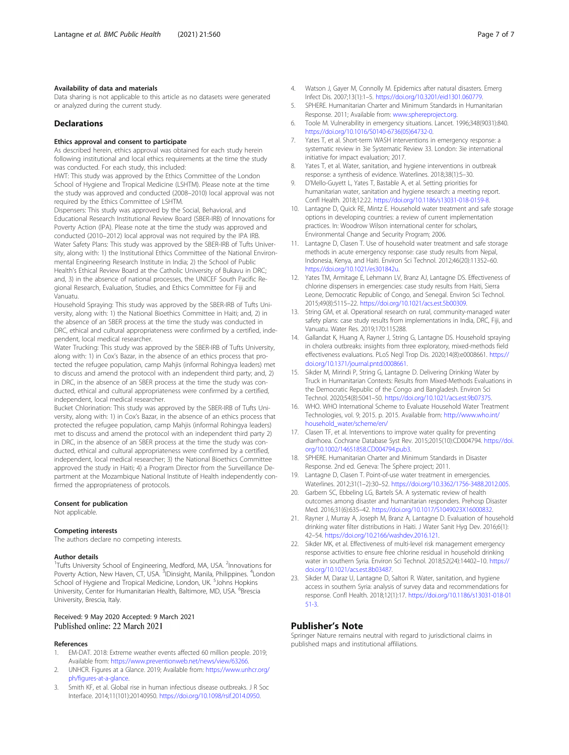#### Availability of data and materials

Data sharing is not applicable to this article as no datasets were generated or analyzed during the current study.

### Declarations

#### Ethics approval and consent to participate

As described herein, ethics approval was obtained for each study herein following institutional and local ethics requirements at the time the study was conducted. For each study, this included:

HWT: This study was approved by the Ethics Committee of the London School of Hygiene and Tropical Medicine (LSHTM). Please note at the time the study was approved and conducted (2008–2010) local approval was not required by the Ethics Committee of LSHTM.

Dispensers: This study was approved by the Social, Behavioral, and Educational Research Institutional Review Board (SBER-IRB) of Innovations for Poverty Action (IPA). Please note at the time the study was approved and conducted (2010–2012) local approval was not required by the IPA IRB.

Water Safety Plans: This study was approved by the SBER-IRB of Tufts University, along with: 1) the Institutional Ethics Committee of the National Environmental Engineering Research Institute in India; 2) the School of Public Health's Ethical Review Board at the Catholic University of Bukavu in DRC; and, 3) in the absence of national processes, the UNICEF South Pacific Regional Research, Evaluation, Studies, and Ethics Committee for Fiji and Vanuatu.

Household Spraying: This study was approved by the SBER-IRB of Tufts University, along with: 1) the National Bioethics Committee in Haiti; and, 2) in the absence of an SBER process at the time the study was conducted in DRC, ethical and cultural appropriateness were confirmed by a certified, independent, local medical researcher.

Water Trucking: This study was approved by the SBER-IRB of Tufts University, along with: 1) in Cox's Bazar, in the absence of an ethics process that protected the refugee population, camp Mahjis (informal Rohingya leaders) met to discuss and amend the protocol with an independent third party; and, 2) in DRC, in the absence of an SBER process at the time the study was conducted, ethical and cultural appropriateness were confirmed by a certified, independent, local medical researcher.

Bucket Chlorination: This study was approved by the SBER-IRB of Tufts University, along with: 1) in Cox's Bazar, in the absence of an ethics process that protected the refugee population, camp Mahjis (informal Rohingya leaders) met to discuss and amend the protocol with an independent third party 2) in DRC, in the absence of an SBER process at the time the study was conducted, ethical and cultural appropriateness were confirmed by a certified, independent, local medical researcher; 3) the National Bioethics Committee approved the study in Haiti; 4) a Program Director from the Surveillance Department at the Mozambique National Institute of Health independently confirmed the appropriateness of protocols.

#### Consent for publication

Not applicable.

#### Competing interests

The authors declare no competing interests.

#### Author details

[1]Tufts University School of Engineering, Medford, MA, USA. [2]Innovations for Poverty Action, New Haven, CT, USA. [3]IDinsight, Manila, Philippines. [4]London School of Hygiene and Tropical Medicine, London, UK. [5]Johns Hopkins University, Center for Humanitarian Health, Baltimore, MD, USA. [6]Brescia University, Brescia, Italy.

Received: 9 May 2020 Accepted: 9 March 2021
Published online: 22 March 2021

#### References

1. EM-DAT. 2018: Extreme weather events affected 60 million people. 2019; Available from: https://www.preventionweb.net/news/view/63266.
2. UNHCR. Figures at a Glance. 2019; Available from: https://www.unhcr.org/ph/figures-at-a-glance.
3. Smith KF, et al. Global rise in human infectious disease outbreaks. J R Soc Interface. 2014;11(101):20140950. https://doi.org/10.1098/rsif.2014.0950.
4. Watson J, Gayer M, Connolly M. Epidemics after natural disasters. Emerg Infect Dis. 2007;13(1):1–5. https://doi.org/10.3201/eid1301.060779.
5. SPHERE. Humanitarian Charter and Minimum Standards in Humanitarian Response. 2011; Available from: www.sphereproject.org.
6. Toole M. Vulnerability in emergency situations. Lancet. 1996;348(9031):840. https://doi.org/10.1016/S0140-6736(05)64732-0.
7. Yates T, et al. Short-term WASH interventions in emergency response: a systematic review in 3ie Systematic Review 33. London: 3ie international initiative for impact evaluation; 2017.
8. Yates T, et al. Water, sanitation, and hygiene interventions in outbreak response: a synthesis of evidence. Waterlines. 2018;38(1):5–30.
9. D'Mello-Guyett L, Yates T, Bastable A, et al. Setting priorities for humanitarian water, sanitation and hygiene research: a meeting report. Confl Health. 2018;12:22. https://doi.org/10.1186/s13031-018-0159-8.
10. Lantagne D, Quick RE, Mintz E. Household water treatment and safe storage options in developing countries: a review of current implementation practices. In: Woodrow Wilson international center for scholars, Environmental Change and Security Program; 2006.
11. Lantagne D, Clasen T. Use of household water treatment and safe storage methods in acute emergency response: case study results from Nepal, Indonesia, Kenya, and Haiti. Environ Sci Technol. 2012;46(20):11352–60. https://doi.org/10.1021/es301842u.
12. Yates TM, Armitage E, Lehmann LV, Branz AJ, Lantagne DS. Effectiveness of chlorine dispensers in emergencies: case study results from Haiti, Sierra Leone, Democratic Republic of Congo, and Senegal. Environ Sci Technol. 2015;49(8):5115–22. https://doi.org/10.1021/acs.est.5b00309.
13. String GM, et al. Operational research on rural, community-managed water safety plans: case study results from implementations in India, DRC, Fiji, and Vanuatu. Water Res. 2019;170:115288.
14. Gallandat K, Huang A, Rayner J, String G, Lantagne DS. Household spraying in cholera outbreaks: insights from three exploratory, mixed-methods field effectiveness evaluations. PLoS Negl Trop Dis. 2020;14(8):e0008661. https://doi.org/10.1371/journal.pntd.0008661.
15. Sikder M, Mirindi P, String G, Lantagne D. Delivering Drinking Water by Truck in Humanitarian Contexts: Results from Mixed-Methods Evaluations in the Democratic Republic of the Congo and Bangladesh. Environ Sci Technol. 2020;54(8):5041–50. https://doi.org/10.1021/acs.est.9b07375.
16. WHO. WHO International Scheme to Evaluate Household Water Treatment Technologies, vol. 9; 2015. p. 2015. Available from: http://www.who.int/household_water/scheme/en/
17. Clasen TF, et al. Interventions to improve water quality for preventing diarrhoea. Cochrane Database Syst Rev. 2015;2015(10):CD004794. https://doi.org/10.1002/14651858.CD004794.pub3.
18. SPHERE. Humanitarian Charter and Minimum Standards in Disaster Response. 2nd ed. Geneva: The Sphere project; 2011.
19. Lantagne D, Clasen T. Point-of-use water treatment in emergencies. Waterlines. 2012;31(1–2):30–52. https://doi.org/10.3362/1756-3488.2012.005.
20. Garbern SC, Ebbeling LG, Bartels SA. A systematic review of health outcomes among disaster and humanitarian responders. Prehosp Disaster Med. 2016;31(6):635–42. https://doi.org/10.1017/S1049023X16000832.
21. Rayner J, Murray A, Joseph M, Branz A, Lantagne D. Evaluation of household drinking water filter distributions in Haiti. J Water Sanit Hyg Dev. 2016;6(1):42–54. https://doi.org/10.2166/washdev.2016.121.
22. Sikder MK, et al. Effectiveness of multi-level risk management emergency response activities to ensure free chlorine residual in household drinking water in southern Syria. Environ Sci Technol. 2018;52(24):14402–10. https://doi.org/10.1021/acs.est.8b03487.
23. Sikder M, Daraz U, Lantagne D, Saltori R. Water, sanitation, and hygiene access in southern Syria: analysis of survey data and recommendations for response. Confl Health. 2018;12(1):17. https://doi.org/10.1186/s13031-018-0151-3.

## Publisher's Note

Springer Nature remains neutral with regard to jurisdictional claims in published maps and institutional affiliations.